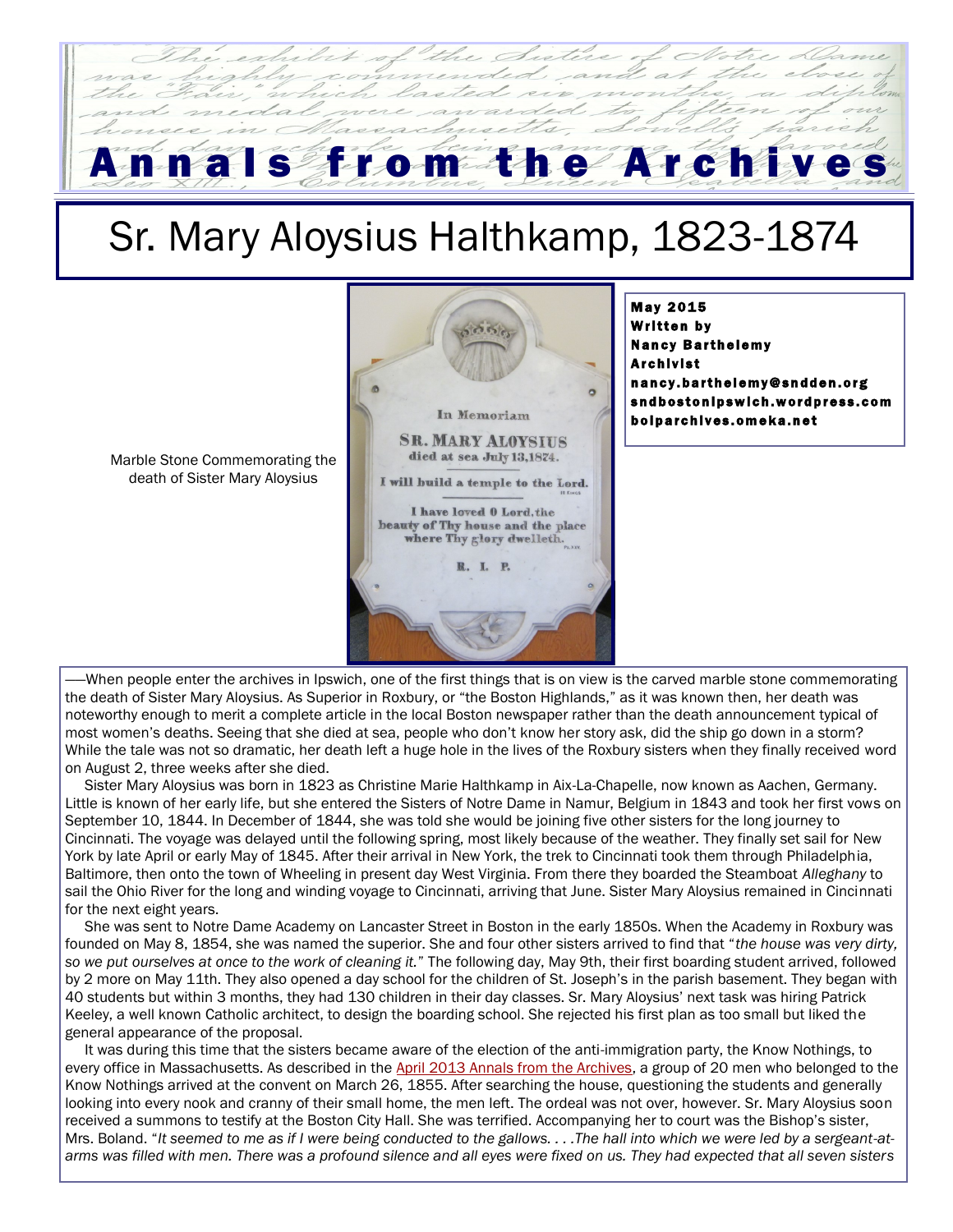# Annals from the Archives

## Sr. Mary Aloysius Halthkamp, 1823-1874

**May 2015**
**Written by**
**Nancy Barthelemy**
**Archivist**
**nancy.barthelemy@sndden.org**
**sndbostonipswich.wordpress.com**
**bolparchives.omeka.net**

Marble Stone Commemorating the death of Sister Mary Aloysius

In Memoriam

SR. MARY ALOYSIUS
died at sea July 13,1874.

I will build a temple to the Lord.

I have loved O Lord, the beauty of Thy house and the place where Thy glory dwelleth.

R. I. P.

When people enter the archives in Ipswich, one of the first things that is on view is the carved marble stone commemorating the death of Sister Mary Aloysius. As Superior in Roxbury, or "the Boston Highlands," as it was known then, her death was noteworthy enough to merit a complete article in the local Boston newspaper rather than the death announcement typical of most women's deaths. Seeing that she died at sea, people who don't know her story ask, did the ship go down in a storm? While the tale was not so dramatic, her death left a huge hole in the lives of the Roxbury sisters when they finally received word on August 2, three weeks after she died.

Sister Mary Aloysius was born in 1823 as Christine Marie Halthkamp in Aix-La-Chapelle, now known as Aachen, Germany. Little is known of her early life, but she entered the Sisters of Notre Dame in Namur, Belgium in 1843 and took her first vows on September 10, 1844. In December of 1844, she was told she would be joining five other sisters for the long journey to Cincinnati. The voyage was delayed until the following spring, most likely because of the weather. They finally set sail for New York by late April or early May of 1845. After their arrival in New York, the trek to Cincinnati took them through Philadelphia, Baltimore, then onto the town of Wheeling in present day West Virginia. From there they boarded the Steamboat *Alleghany* to sail the Ohio River for the long and winding voyage to Cincinnati, arriving that June. Sister Mary Aloysius remained in Cincinnati for the next eight years.

She was sent to Notre Dame Academy on Lancaster Street in Boston in the early 1850s. When the Academy in Roxbury was founded on May 8, 1854, she was named the superior. She and four other sisters arrived to find that "*the house was very dirty, so we put ourselves at once to the work of cleaning it.*" The following day, May 9th, their first boarding student arrived, followed by 2 more on May 11th. They also opened a day school for the children of St. Joseph's in the parish basement. They began with 40 students but within 3 months, they had 130 children in their day classes. Sr. Mary Aloysius' next task was hiring Patrick Keeley, a well known Catholic architect, to design the boarding school. She rejected his first plan as too small but liked the general appearance of the proposal.

It was during this time that the sisters became aware of the election of the anti-immigration party, the Know Nothings, to every office in Massachusetts. As described in the April 2013 Annals from the Archives, a group of 20 men who belonged to the Know Nothings arrived at the convent on March 26, 1855. After searching the house, questioning the students and generally looking into every nook and cranny of their small home, the men left. The ordeal was not over, however. Sr. Mary Aloysius soon received a summons to testify at the Boston City Hall. She was terrified. Accompanying her to court was the Bishop's sister, Mrs. Boland. "*It seemed to me as if I were being conducted to the gallows. . . .The hall into which we were led by a sergeant-at-arms was filled with men. There was a profound silence and all eyes were fixed on us. They had expected that all seven sisters*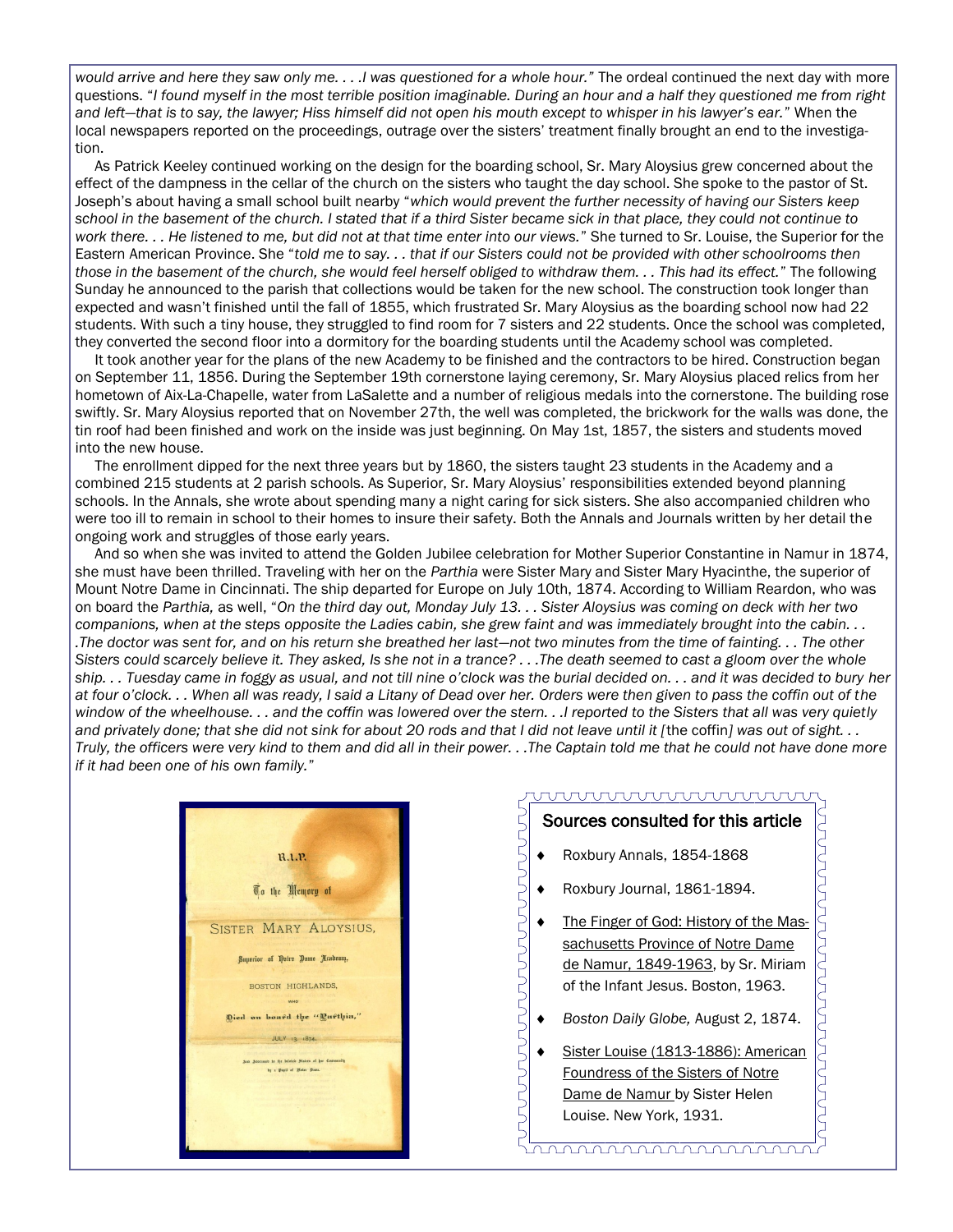*would arrive and here they saw only me. . . .I was questioned for a whole hour."* The ordeal continued the next day with more questions. "*I found myself in the most terrible position imaginable. During an hour and a half they questioned me from right and left—that is to say, the lawyer; Hiss himself did not open his mouth except to whisper in his lawyer's ear."* When the local newspapers reported on the proceedings, outrage over the sisters' treatment finally brought an end to the investigation.

As Patrick Keeley continued working on the design for the boarding school, Sr. Mary Aloysius grew concerned about the effect of the dampness in the cellar of the church on the sisters who taught the day school. She spoke to the pastor of St. Joseph's about having a small school built nearby "*which would prevent the further necessity of having our Sisters keep school in the basement of the church. I stated that if a third Sister became sick in that place, they could not continue to work there. . . He listened to me, but did not at that time enter into our views."* She turned to Sr. Louise, the Superior for the Eastern American Province. She "*told me to say. . . that if our Sisters could not be provided with other schoolrooms then those in the basement of the church, she would feel herself obliged to withdraw them. . . This had its effect."* The following Sunday he announced to the parish that collections would be taken for the new school. The construction took longer than expected and wasn't finished until the fall of 1855, which frustrated Sr. Mary Aloysius as the boarding school now had 22 students. With such a tiny house, they struggled to find room for 7 sisters and 22 students. Once the school was completed, they converted the second floor into a dormitory for the boarding students until the Academy school was completed.

It took another year for the plans of the new Academy to be finished and the contractors to be hired. Construction began on September 11, 1856. During the September 19th cornerstone laying ceremony, Sr. Mary Aloysius placed relics from her hometown of Aix-La-Chapelle, water from LaSalette and a number of religious medals into the cornerstone. The building rose swiftly. Sr. Mary Aloysius reported that on November 27th, the well was completed, the brickwork for the walls was done, the tin roof had been finished and work on the inside was just beginning. On May 1st, 1857, the sisters and students moved into the new house.

The enrollment dipped for the next three years but by 1860, the sisters taught 23 students in the Academy and a combined 215 students at 2 parish schools. As Superior, Sr. Mary Aloysius' responsibilities extended beyond planning schools. In the Annals, she wrote about spending many a night caring for sick sisters. She also accompanied children who were too ill to remain in school to their homes to insure their safety. Both the Annals and Journals written by her detail the ongoing work and struggles of those early years.

And so when she was invited to attend the Golden Jubilee celebration for Mother Superior Constantine in Namur in 1874, she must have been thrilled. Traveling with her on the *Parthia* were Sister Mary and Sister Mary Hyacinthe, the superior of Mount Notre Dame in Cincinnati. The ship departed for Europe on July 10th, 1874. According to William Reardon, who was on board the *Parthia,* as well, "*On the third day out, Monday July 13. . . Sister Aloysius was coming on deck with her two companions, when at the steps opposite the Ladies cabin, she grew faint and was immediately brought into the cabin. . . .The doctor was sent for, and on his return she breathed her last—not two minutes from the time of fainting. . . The other Sisters could scarcely believe it. They asked, Is she not in a trance? . . .The death seemed to cast a gloom over the whole ship. . . Tuesday came in foggy as usual, and not till nine o'clock was the burial decided on. . . and it was decided to bury her at four o'clock. . . When all was ready, I said a Litany of Dead over her. Orders were then given to pass the coffin out of the window of the wheelhouse. . . and the coffin was lowered over the stern. . .I reported to the Sisters that all was very quietly and privately done; that she did not sink for about 20 rods and that I did not leave until it [*the coffin*] was out of sight. . . Truly, the officers were very kind to them and did all in their power. . .The Captain told me that he could not have done more if it had been one of his own family."*

R.I.P.

To the Memory of

SISTER MARY ALOYSIUS,

Superior of Notre Dame Academy,

BOSTON HIGHLANDS,

WHO

Died on board the "Parthia,"

JULY 13, 1874.

### Sources consulted for this article

- Roxbury Annals, 1854-1868
- Roxbury Journal, 1861-1894.
- The Finger of God: History of the Massachusetts Province of Notre Dame de Namur, 1849-1963, by Sr. Miriam of the Infant Jesus. Boston, 1963.
- *Boston Daily Globe,* August 2, 1874.
- Sister Louise (1813-1886): American Foundress of the Sisters of Notre Dame de Namur by Sister Helen Louise. New York, 1931.